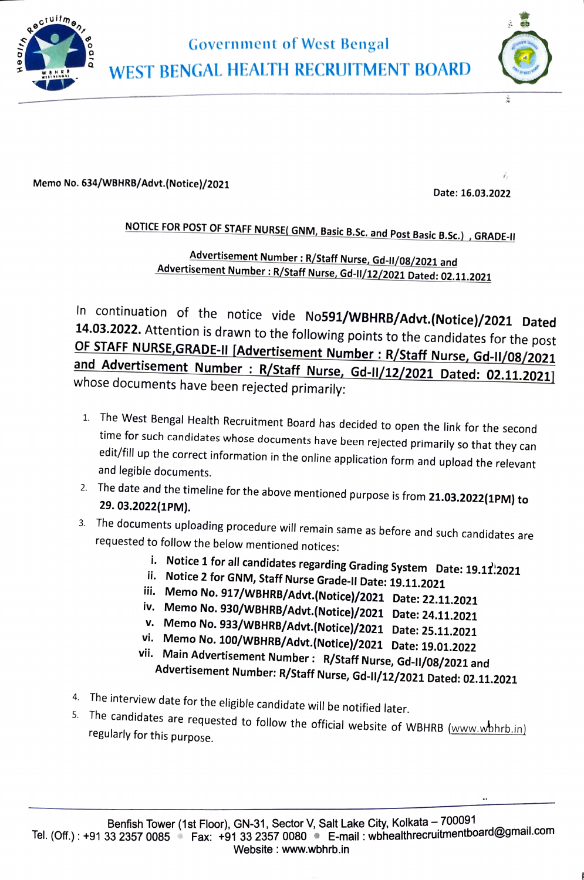Government of West Bengal

# WEST BENGAL HEALTH RECRUITMENT BOARD

Memo No. 634/WBHRB/Advt.(Notice)/2021

Date: 16.03.2022

## NOTICE FOR POST OF STAFF NURSE( GNM, Basic B.Sc. and Post Basic B.Sc.) , GRADE-II

Advertisement Number : R/Staff Nurse, Gd-II/08/2021 and
Advertisement Number : R/Staff Nurse, Gd-II/12/2021 Dated: 02.11.2021

In continuation of the notice vide No**591/WBHRB/Advt.(Notice)/2021 Dated 14.03.2022.** Attention is drawn to the following points to the candidates for the post **OF STAFF NURSE,GRADE-II [Advertisement Number : R/Staff Nurse, Gd-II/08/2021 and Advertisement Number : R/Staff Nurse, Gd-II/12/2021 Dated: 02.11.2021]** whose documents have been rejected primarily:

1. The West Bengal Health Recruitment Board has decided to open the link for the second time for such candidates whose documents have been rejected primarily so that they can edit/fill up the correct information in the online application form and upload the relevant and legible documents.
2. The date and the timeline for the above mentioned purpose is from **21.03.2022(1PM) to 29. 03.2022(1PM).**
3. The documents uploading procedure will remain same as before and such candidates are requested to follow the below mentioned notices:
   - i. **Notice 1 for all candidates regarding Grading System Date: 19.11.2021**
   - ii. **Notice 2 for GNM, Staff Nurse Grade-II Date: 19.11.2021**
   - iii. **Memo No. 917/WBHRB/Advt.(Notice)/2021 Date: 22.11.2021**
   - iv. **Memo No. 930/WBHRB/Advt.(Notice)/2021 Date: 24.11.2021**
   - v. **Memo No. 933/WBHRB/Advt.(Notice)/2021 Date: 25.11.2021**
   - vi. **Memo No. 100/WBHRB/Advt.(Notice)/2021 Date: 19.01.2022**
   - vii. **Main Advertisement Number : R/Staff Nurse, Gd-II/08/2021 and Advertisement Number: R/Staff Nurse, Gd-II/12/2021 Dated: 02.11.2021**
4. The interview date for the eligible candidate will be notified later.
5. The candidates are requested to follow the official website of WBHRB (www.wbhrb.in) regularly for this purpose.

Benfish Tower (1st Floor), GN-31, Sector V, Salt Lake City, Kolkata – 700091
Tel. (Off.) : +91 33 2357 0085 • Fax: +91 33 2357 0080 • E-mail : wbhealthrecruitmentboard@gmail.com
Website : www.wbhrb.in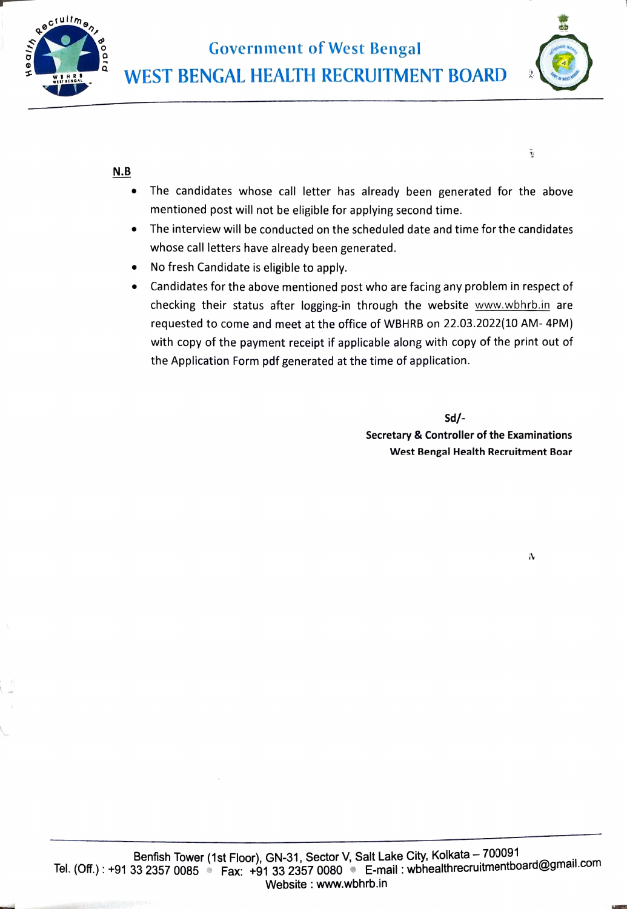**N.B**

- The candidates whose call letter has already been generated for the above mentioned post will not be eligible for applying second time.
- The interview will be conducted on the scheduled date and time for the candidates whose call letters have already been generated.
- No fresh Candidate is eligible to apply.
- Candidates for the above mentioned post who are facing any problem in respect of checking their status after logging-in through the website www.wbhrb.in are requested to come and meet at the office of WBHRB on 22.03.2022(10 AM- 4PM) with copy of the payment receipt if applicable along with copy of the print out of the Application Form pdf generated at the time of application.

**Sd/-**

**Secretary & Controller of the Examinations**

**West Bengal Health Recruitment Boar**